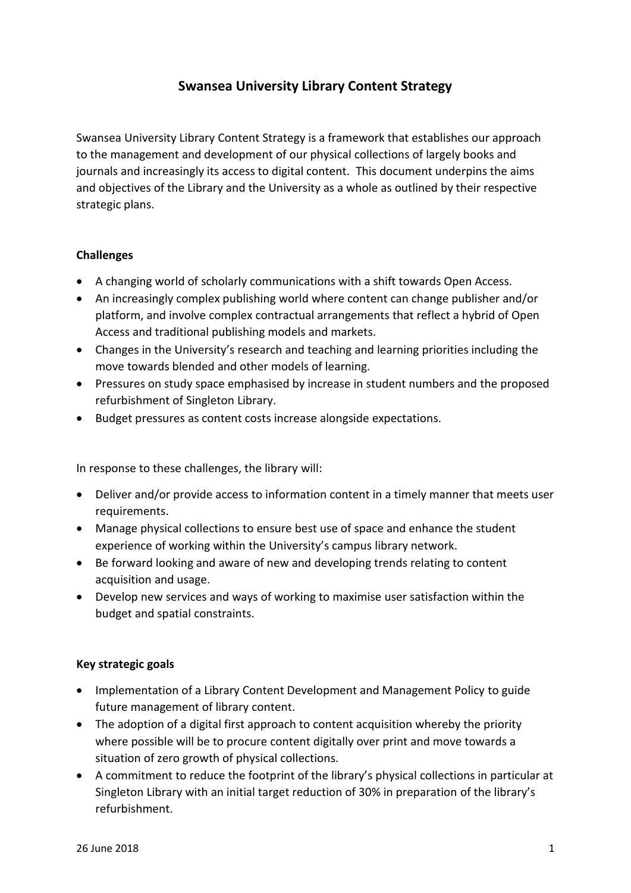# Swansea University Library Content Strategy

Swansea University Library Content Strategy is a framework that establishes our approach to the management and development of our physical collections of largely books and journals and increasingly its access to digital content. This document underpins the aims and objectives of the Library and the University as a whole as outlined by their respective strategic plans.

## Challenges

- A changing world of scholarly communications with a shift towards Open Access.
- An increasingly complex publishing world where content can change publisher and/or platform, and involve complex contractual arrangements that reflect a hybrid of Open Access and traditional publishing models and markets.
- Changes in the University's research and teaching and learning priorities including the move towards blended and other models of learning.
- Pressures on study space emphasised by increase in student numbers and the proposed refurbishment of Singleton Library.
- Budget pressures as content costs increase alongside expectations.

In response to these challenges, the library will:

- Deliver and/or provide access to information content in a timely manner that meets user requirements.
- Manage physical collections to ensure best use of space and enhance the student experience of working within the University's campus library network.
- Be forward looking and aware of new and developing trends relating to content acquisition and usage.
- Develop new services and ways of working to maximise user satisfaction within the budget and spatial constraints.

## Key strategic goals

- Implementation of a Library Content Development and Management Policy to guide future management of library content.
- The adoption of a digital first approach to content acquisition whereby the priority where possible will be to procure content digitally over print and move towards a situation of zero growth of physical collections.
- A commitment to reduce the footprint of the library's physical collections in particular at Singleton Library with an initial target reduction of 30% in preparation of the library's refurbishment.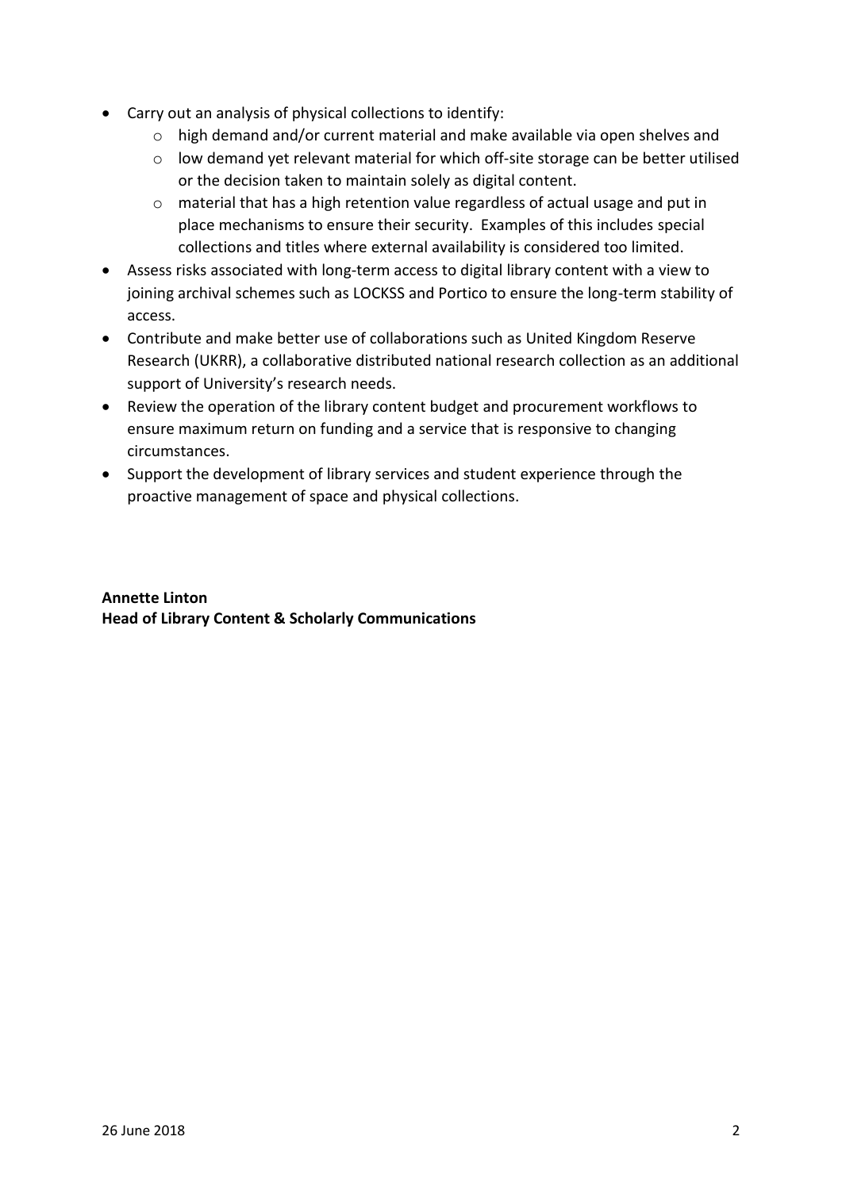- Carry out an analysis of physical collections to identify:
  - high demand and/or current material and make available via open shelves and
  - low demand yet relevant material for which off-site storage can be better utilised or the decision taken to maintain solely as digital content.
  - material that has a high retention value regardless of actual usage and put in place mechanisms to ensure their security. Examples of this includes special collections and titles where external availability is considered too limited.
- Assess risks associated with long-term access to digital library content with a view to joining archival schemes such as LOCKSS and Portico to ensure the long-term stability of access.
- Contribute and make better use of collaborations such as United Kingdom Reserve Research (UKRR), a collaborative distributed national research collection as an additional support of University's research needs.
- Review the operation of the library content budget and procurement workflows to ensure maximum return on funding and a service that is responsive to changing circumstances.
- Support the development of library services and student experience through the proactive management of space and physical collections.

**Annette Linton**
**Head of Library Content & Scholarly Communications**

26 June 2018